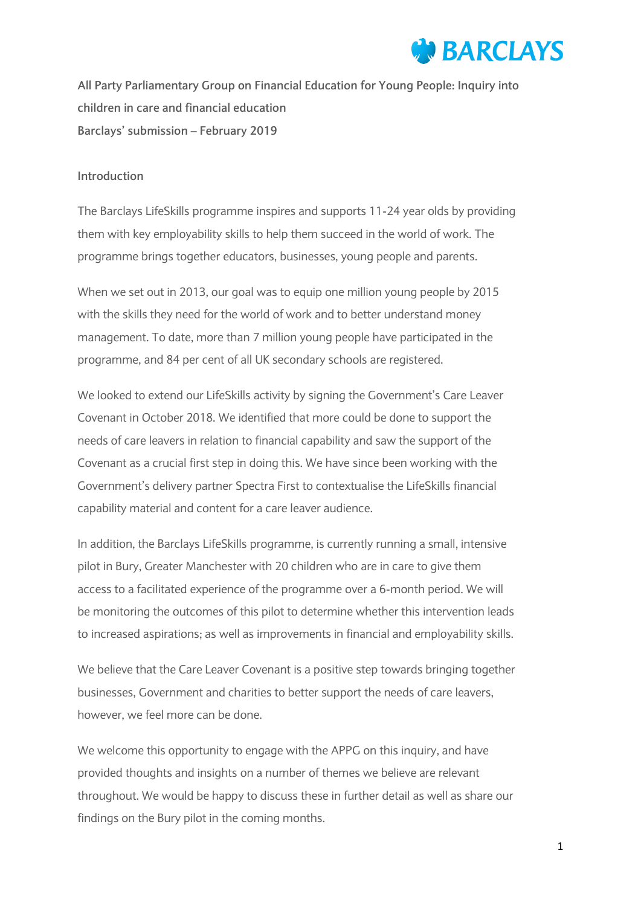**All Party Parliamentary Group on Financial Education for Young People: Inquiry into children in care and financial education**

**Barclays' submission – February 2019**

## Introduction

The Barclays LifeSkills programme inspires and supports 11-24 year olds by providing them with key employability skills to help them succeed in the world of work. The programme brings together educators, businesses, young people and parents.

When we set out in 2013, our goal was to equip one million young people by 2015 with the skills they need for the world of work and to better understand money management. To date, more than 7 million young people have participated in the programme, and 84 per cent of all UK secondary schools are registered.

We looked to extend our LifeSkills activity by signing the Government's Care Leaver Covenant in October 2018. We identified that more could be done to support the needs of care leavers in relation to financial capability and saw the support of the Covenant as a crucial first step in doing this. We have since been working with the Government's delivery partner Spectra First to contextualise the LifeSkills financial capability material and content for a care leaver audience.

In addition, the Barclays LifeSkills programme, is currently running a small, intensive pilot in Bury, Greater Manchester with 20 children who are in care to give them access to a facilitated experience of the programme over a 6-month period. We will be monitoring the outcomes of this pilot to determine whether this intervention leads to increased aspirations; as well as improvements in financial and employability skills.

We believe that the Care Leaver Covenant is a positive step towards bringing together businesses, Government and charities to better support the needs of care leavers, however, we feel more can be done.

We welcome this opportunity to engage with the APPG on this inquiry, and have provided thoughts and insights on a number of themes we believe are relevant throughout. We would be happy to discuss these in further detail as well as share our findings on the Bury pilot in the coming months.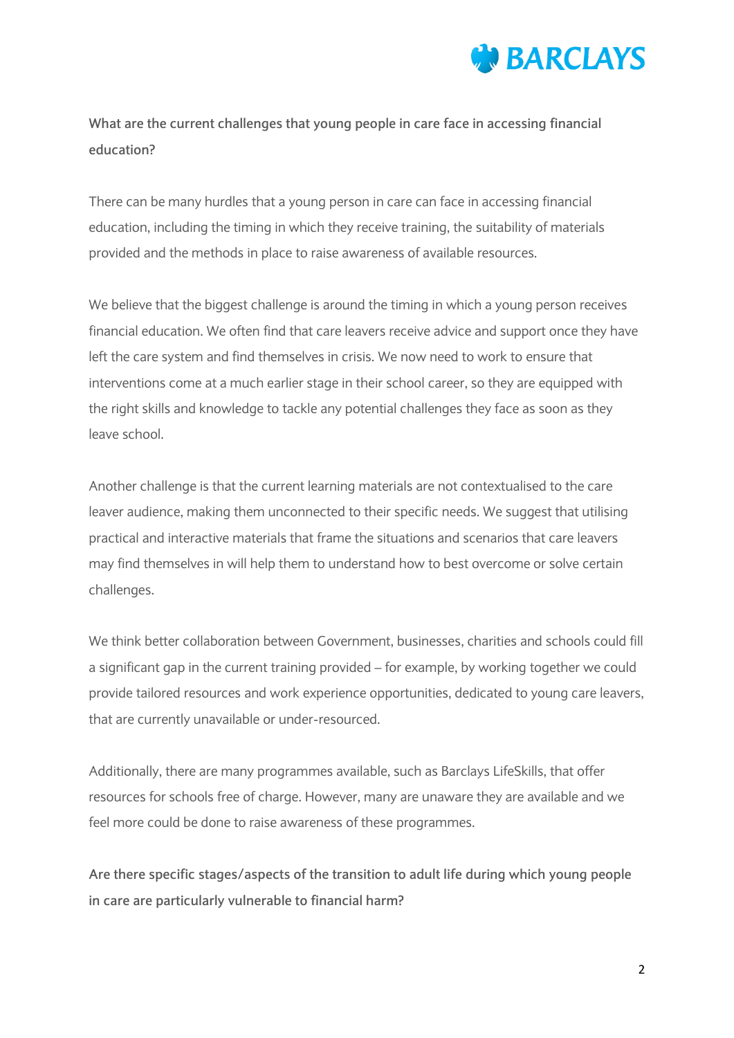**What are the current challenges that young people in care face in accessing financial education?**

There can be many hurdles that a young person in care can face in accessing financial education, including the timing in which they receive training, the suitability of materials provided and the methods in place to raise awareness of available resources.

We believe that the biggest challenge is around the timing in which a young person receives financial education. We often find that care leavers receive advice and support once they have left the care system and find themselves in crisis. We now need to work to ensure that interventions come at a much earlier stage in their school career, so they are equipped with the right skills and knowledge to tackle any potential challenges they face as soon as they leave school.

Another challenge is that the current learning materials are not contextualised to the care leaver audience, making them unconnected to their specific needs. We suggest that utilising practical and interactive materials that frame the situations and scenarios that care leavers may find themselves in will help them to understand how to best overcome or solve certain challenges.

We think better collaboration between Government, businesses, charities and schools could fill a significant gap in the current training provided – for example, by working together we could provide tailored resources and work experience opportunities, dedicated to young care leavers, that are currently unavailable or under-resourced.

Additionally, there are many programmes available, such as Barclays LifeSkills, that offer resources for schools free of charge. However, many are unaware they are available and we feel more could be done to raise awareness of these programmes.

**Are there specific stages/aspects of the transition to adult life during which young people in care are particularly vulnerable to financial harm?**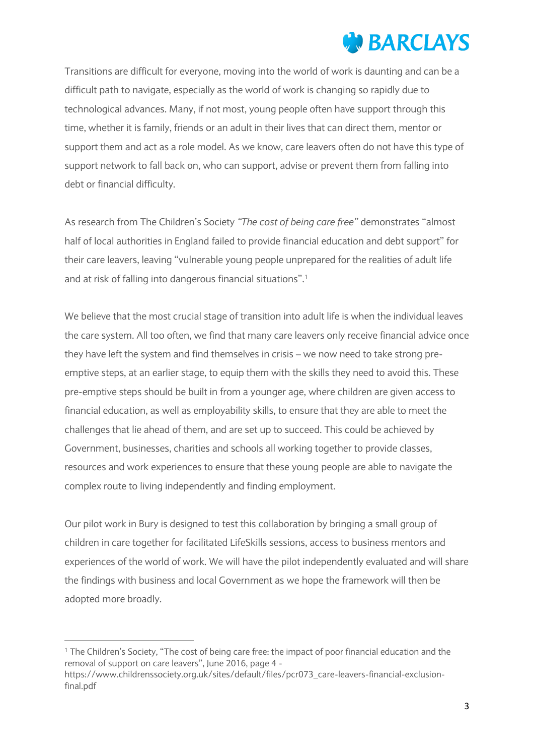Transitions are difficult for everyone, moving into the world of work is daunting and can be a difficult path to navigate, especially as the world of work is changing so rapidly due to technological advances. Many, if not most, young people often have support through this time, whether it is family, friends or an adult in their lives that can direct them, mentor or support them and act as a role model. As we know, care leavers often do not have this type of support network to fall back on, who can support, advise or prevent them from falling into debt or financial difficulty.

As research from The Children's Society *"The cost of being care free"* demonstrates "almost half of local authorities in England failed to provide financial education and debt support" for their care leavers, leaving "vulnerable young people unprepared for the realities of adult life and at risk of falling into dangerous financial situations".[1]

We believe that the most crucial stage of transition into adult life is when the individual leaves the care system. All too often, we find that many care leavers only receive financial advice once they have left the system and find themselves in crisis – we now need to take strong pre-emptive steps, at an earlier stage, to equip them with the skills they need to avoid this. These pre-emptive steps should be built in from a younger age, where children are given access to financial education, as well as employability skills, to ensure that they are able to meet the challenges that lie ahead of them, and are set up to succeed. This could be achieved by Government, businesses, charities and schools all working together to provide classes, resources and work experiences to ensure that these young people are able to navigate the complex route to living independently and finding employment.

Our pilot work in Bury is designed to test this collaboration by bringing a small group of children in care together for facilitated LifeSkills sessions, access to business mentors and experiences of the world of work. We will have the pilot independently evaluated and will share the findings with business and local Government as we hope the framework will then be adopted more broadly.

---

[1] The Children's Society, "The cost of being care free: the impact of poor financial education and the removal of support on care leavers", June 2016, page 4 - https://www.childrenssociety.org.uk/sites/default/files/pcr073_care-leavers-financial-exclusion-final.pdf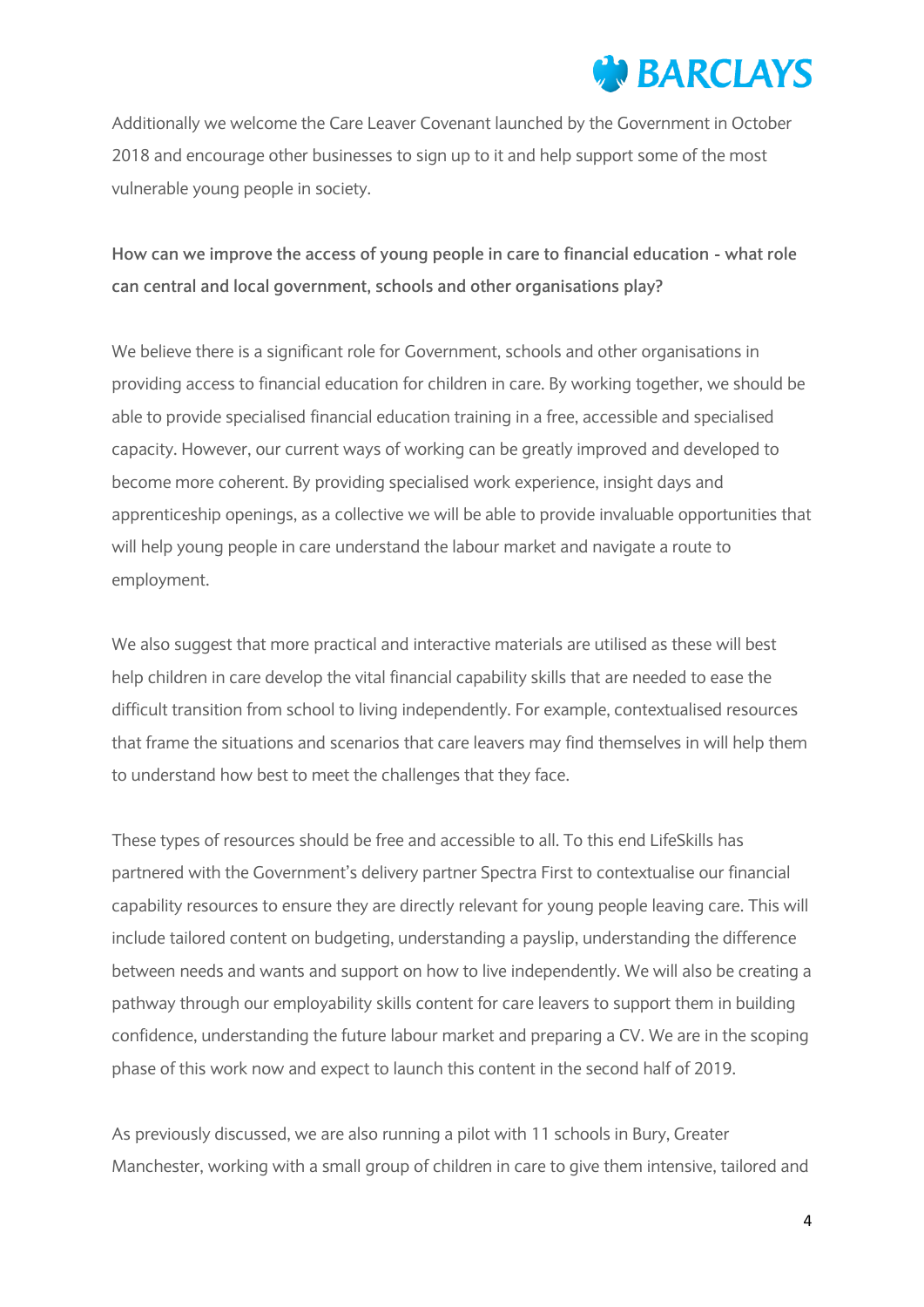Additionally we welcome the Care Leaver Covenant launched by the Government in October 2018 and encourage other businesses to sign up to it and help support some of the most vulnerable young people in society.

**How can we improve the access of young people in care to financial education - what role can central and local government, schools and other organisations play?**

We believe there is a significant role for Government, schools and other organisations in providing access to financial education for children in care. By working together, we should be able to provide specialised financial education training in a free, accessible and specialised capacity. However, our current ways of working can be greatly improved and developed to become more coherent. By providing specialised work experience, insight days and apprenticeship openings, as a collective we will be able to provide invaluable opportunities that will help young people in care understand the labour market and navigate a route to employment.

We also suggest that more practical and interactive materials are utilised as these will best help children in care develop the vital financial capability skills that are needed to ease the difficult transition from school to living independently. For example, contextualised resources that frame the situations and scenarios that care leavers may find themselves in will help them to understand how best to meet the challenges that they face.

These types of resources should be free and accessible to all. To this end LifeSkills has partnered with the Government's delivery partner Spectra First to contextualise our financial capability resources to ensure they are directly relevant for young people leaving care. This will include tailored content on budgeting, understanding a payslip, understanding the difference between needs and wants and support on how to live independently. We will also be creating a pathway through our employability skills content for care leavers to support them in building confidence, understanding the future labour market and preparing a CV. We are in the scoping phase of this work now and expect to launch this content in the second half of 2019.

As previously discussed, we are also running a pilot with 11 schools in Bury, Greater Manchester, working with a small group of children in care to give them intensive, tailored and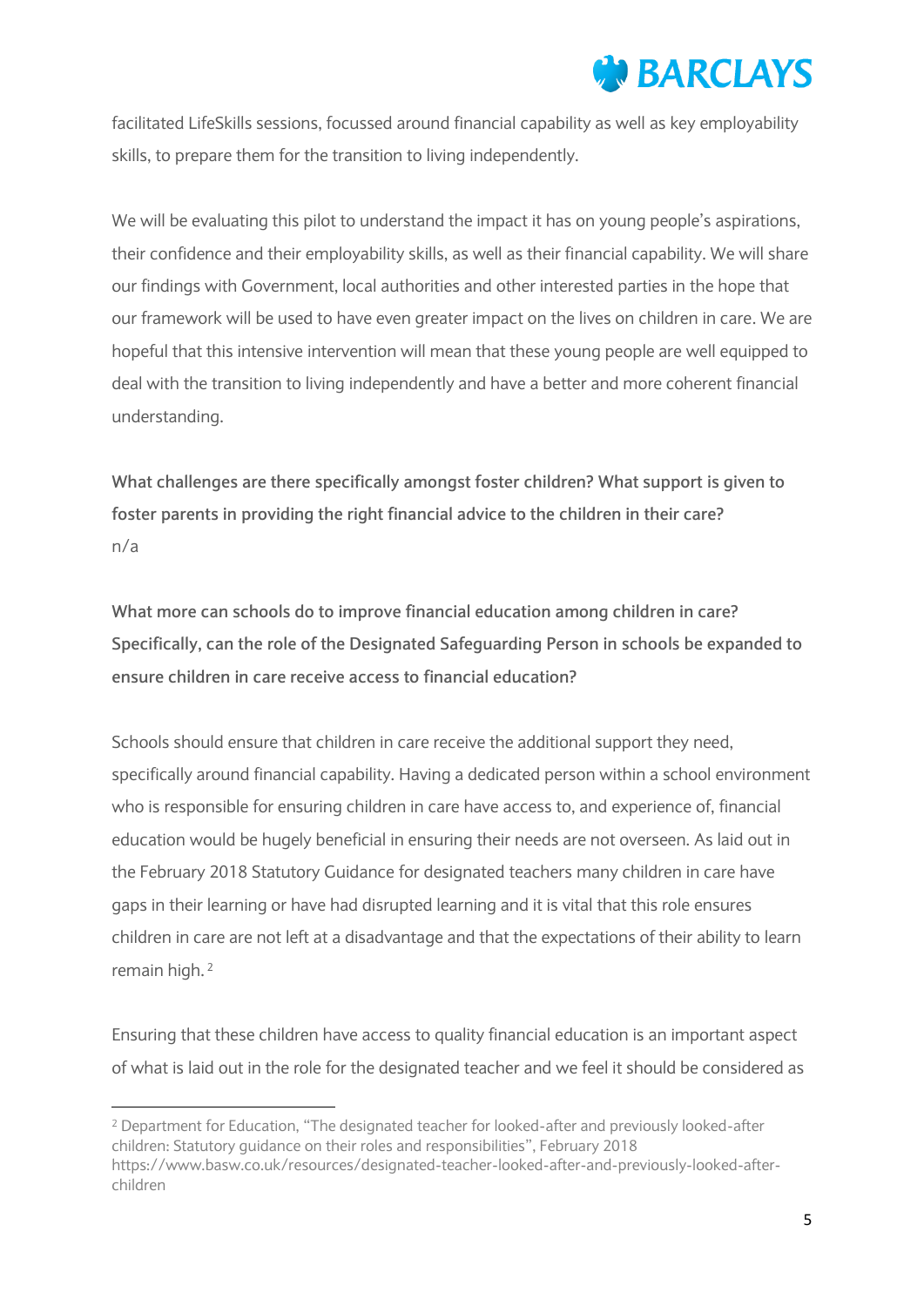facilitated LifeSkills sessions, focussed around financial capability as well as key employability skills, to prepare them for the transition to living independently.

We will be evaluating this pilot to understand the impact it has on young people's aspirations, their confidence and their employability skills, as well as their financial capability. We will share our findings with Government, local authorities and other interested parties in the hope that our framework will be used to have even greater impact on the lives on children in care. We are hopeful that this intensive intervention will mean that these young people are well equipped to deal with the transition to living independently and have a better and more coherent financial understanding.

**What challenges are there specifically amongst foster children? What support is given to foster parents in providing the right financial advice to the children in their care?**
n/a

**What more can schools do to improve financial education among children in care? Specifically, can the role of the Designated Safeguarding Person in schools be expanded to ensure children in care receive access to financial education?**

Schools should ensure that children in care receive the additional support they need, specifically around financial capability. Having a dedicated person within a school environment who is responsible for ensuring children in care have access to, and experience of, financial education would be hugely beneficial in ensuring their needs are not overseen. As laid out in the February 2018 Statutory Guidance for designated teachers many children in care have gaps in their learning or have had disrupted learning and it is vital that this role ensures children in care are not left at a disadvantage and that the expectations of their ability to learn remain high.[2]

Ensuring that these children have access to quality financial education is an important aspect of what is laid out in the role for the designated teacher and we feel it should be considered as

---

[2] Department for Education, "The designated teacher for looked-after and previously looked-after children: Statutory guidance on their roles and responsibilities", February 2018 https://www.basw.co.uk/resources/designated-teacher-looked-after-and-previously-looked-after-children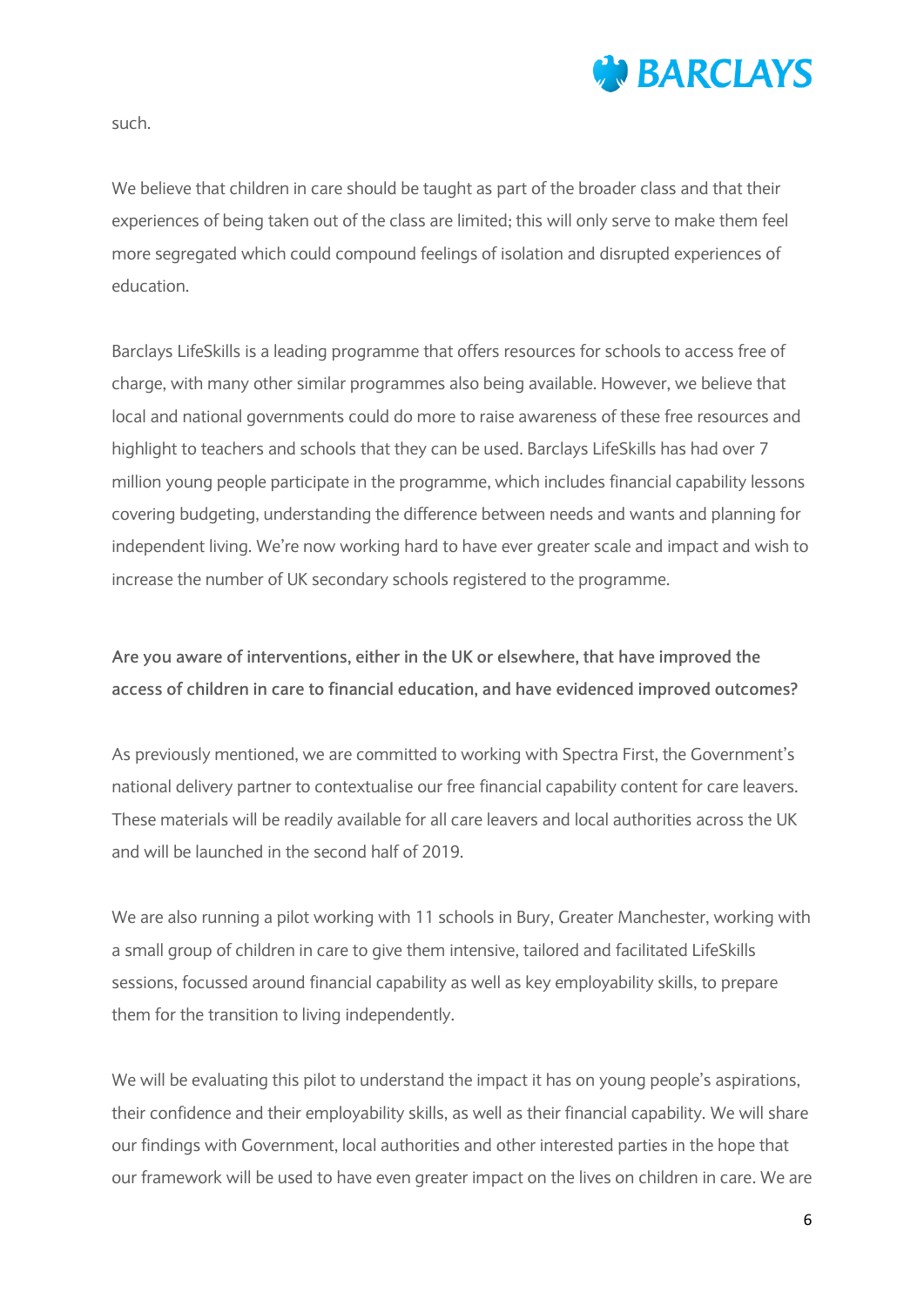such.

We believe that children in care should be taught as part of the broader class and that their experiences of being taken out of the class are limited; this will only serve to make them feel more segregated which could compound feelings of isolation and disrupted experiences of education.

Barclays LifeSkills is a leading programme that offers resources for schools to access free of charge, with many other similar programmes also being available. However, we believe that local and national governments could do more to raise awareness of these free resources and highlight to teachers and schools that they can be used. Barclays LifeSkills has had over 7 million young people participate in the programme, which includes financial capability lessons covering budgeting, understanding the difference between needs and wants and planning for independent living. We're now working hard to have ever greater scale and impact and wish to increase the number of UK secondary schools registered to the programme.

**Are you aware of interventions, either in the UK or elsewhere, that have improved the access of children in care to financial education, and have evidenced improved outcomes?**

As previously mentioned, we are committed to working with Spectra First, the Government's national delivery partner to contextualise our free financial capability content for care leavers. These materials will be readily available for all care leavers and local authorities across the UK and will be launched in the second half of 2019.

We are also running a pilot working with 11 schools in Bury, Greater Manchester, working with a small group of children in care to give them intensive, tailored and facilitated LifeSkills sessions, focussed around financial capability as well as key employability skills, to prepare them for the transition to living independently.

We will be evaluating this pilot to understand the impact it has on young people's aspirations, their confidence and their employability skills, as well as their financial capability. We will share our findings with Government, local authorities and other interested parties in the hope that our framework will be used to have even greater impact on the lives on children in care. We are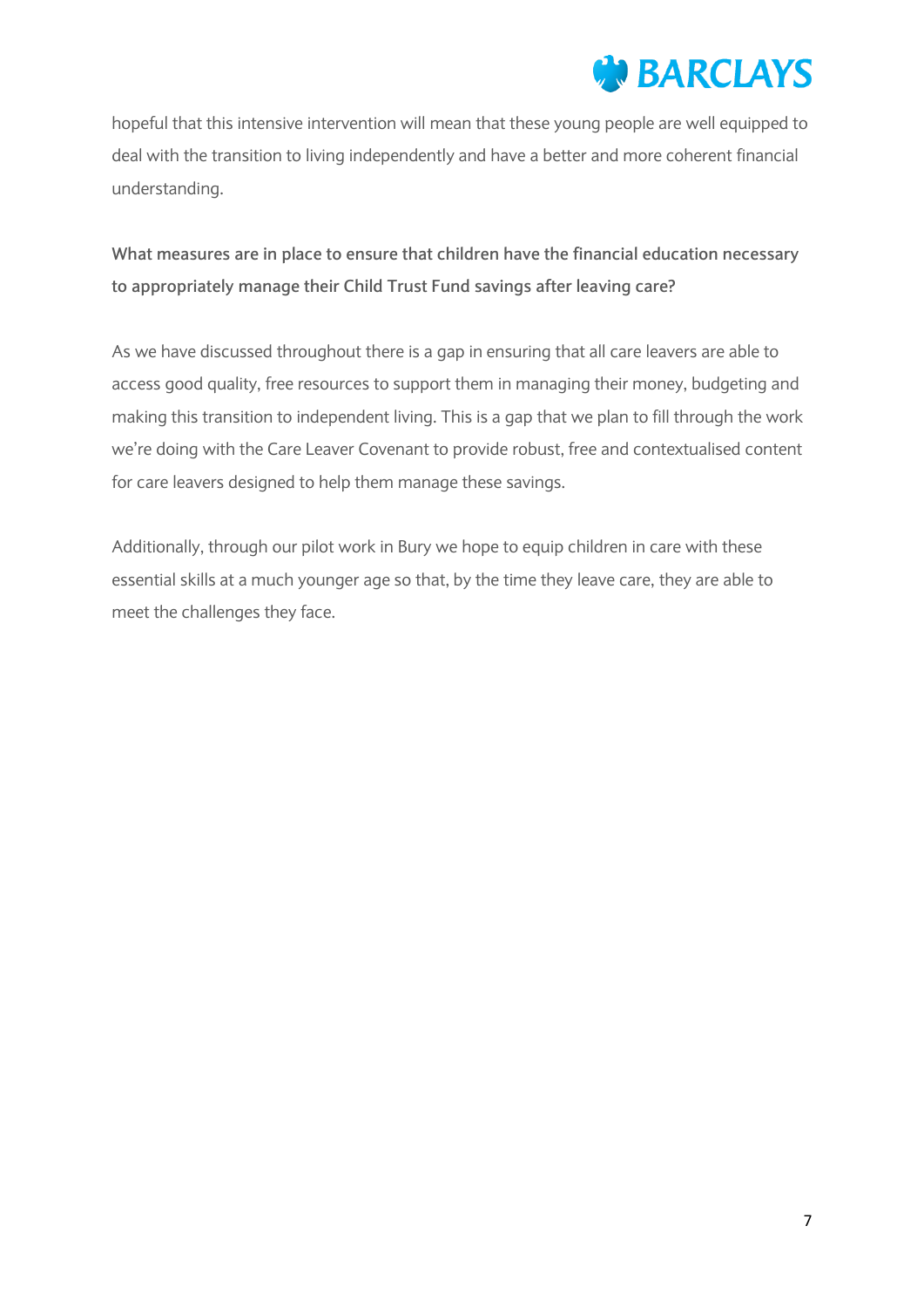hopeful that this intensive intervention will mean that these young people are well equipped to deal with the transition to living independently and have a better and more coherent financial understanding.

**What measures are in place to ensure that children have the financial education necessary to appropriately manage their Child Trust Fund savings after leaving care?**

As we have discussed throughout there is a gap in ensuring that all care leavers are able to access good quality, free resources to support them in managing their money, budgeting and making this transition to independent living. This is a gap that we plan to fill through the work we're doing with the Care Leaver Covenant to provide robust, free and contextualised content for care leavers designed to help them manage these savings.

Additionally, through our pilot work in Bury we hope to equip children in care with these essential skills at a much younger age so that, by the time they leave care, they are able to meet the challenges they face.